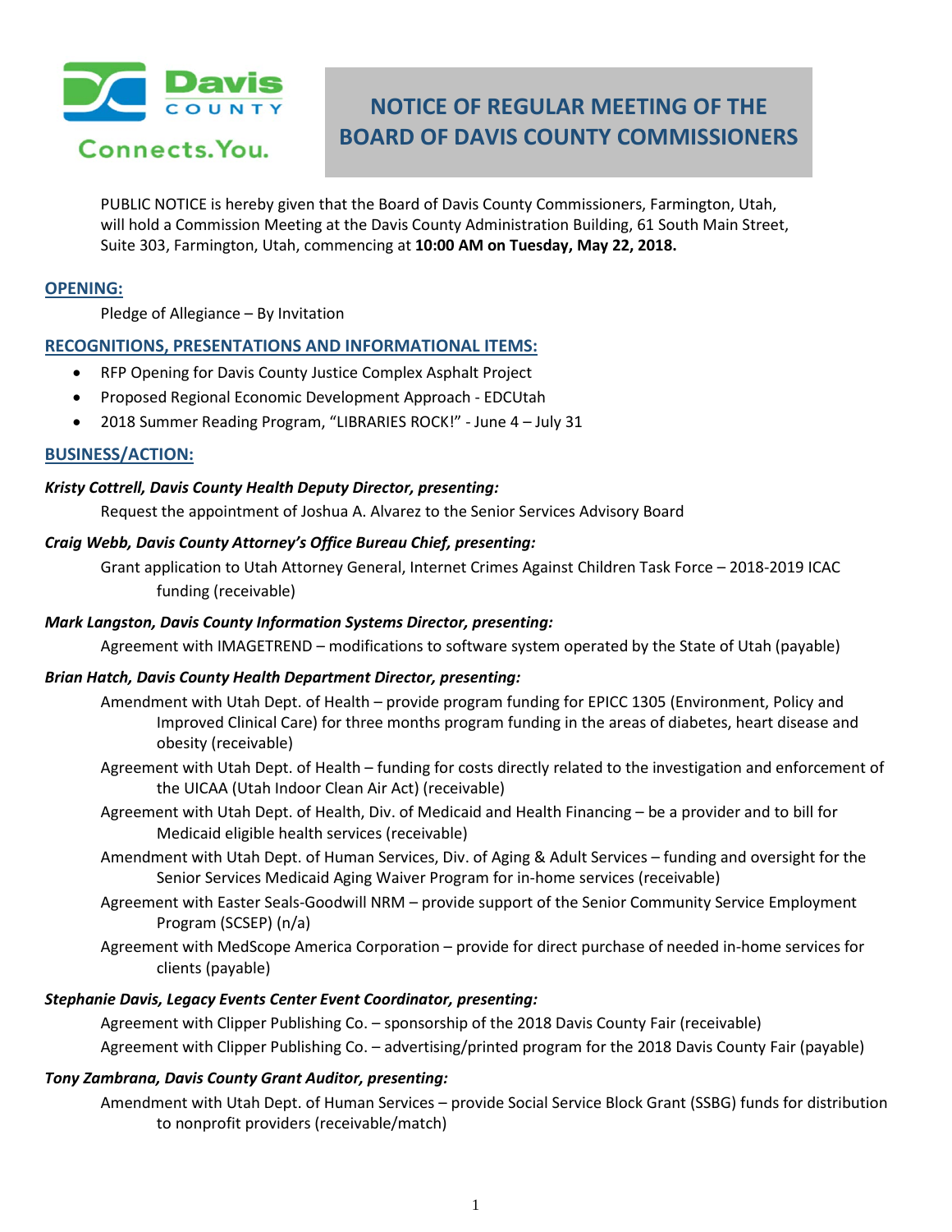Davis COUNTY

Connects.You.

# NOTICE OF REGULAR MEETING OF THE BOARD OF DAVIS COUNTY COMMISSIONERS

PUBLIC NOTICE is hereby given that the Board of Davis County Commissioners, Farmington, Utah, will hold a Commission Meeting at the Davis County Administration Building, 61 South Main Street, Suite 303, Farmington, Utah, commencing at **10:00 AM on Tuesday, May 22, 2018.**

## OPENING:

Pledge of Allegiance – By Invitation

## RECOGNITIONS, PRESENTATIONS AND INFORMATIONAL ITEMS:

- RFP Opening for Davis County Justice Complex Asphalt Project
- Proposed Regional Economic Development Approach - EDCUtah
- 2018 Summer Reading Program, "LIBRARIES ROCK!" - June 4 – July 31

## BUSINESS/ACTION:

***Kristy Cottrell, Davis County Health Deputy Director, presenting:***

Request the appointment of Joshua A. Alvarez to the Senior Services Advisory Board

***Craig Webb, Davis County Attorney's Office Bureau Chief, presenting:***

Grant application to Utah Attorney General, Internet Crimes Against Children Task Force – 2018-2019 ICAC funding (receivable)

***Mark Langston, Davis County Information Systems Director, presenting:***

Agreement with IMAGETREND – modifications to software system operated by the State of Utah (payable)

***Brian Hatch, Davis County Health Department Director, presenting:***

Amendment with Utah Dept. of Health – provide program funding for EPICC 1305 (Environment, Policy and Improved Clinical Care) for three months program funding in the areas of diabetes, heart disease and obesity (receivable)

Agreement with Utah Dept. of Health – funding for costs directly related to the investigation and enforcement of the UICAA (Utah Indoor Clean Air Act) (receivable)

Agreement with Utah Dept. of Health, Div. of Medicaid and Health Financing – be a provider and to bill for Medicaid eligible health services (receivable)

Amendment with Utah Dept. of Human Services, Div. of Aging & Adult Services – funding and oversight for the Senior Services Medicaid Aging Waiver Program for in-home services (receivable)

Agreement with Easter Seals-Goodwill NRM – provide support of the Senior Community Service Employment Program (SCSEP) (n/a)

Agreement with MedScope America Corporation – provide for direct purchase of needed in-home services for clients (payable)

***Stephanie Davis, Legacy Events Center Event Coordinator, presenting:***

Agreement with Clipper Publishing Co. – sponsorship of the 2018 Davis County Fair (receivable)

Agreement with Clipper Publishing Co. – advertising/printed program for the 2018 Davis County Fair (payable)

***Tony Zambrana, Davis County Grant Auditor, presenting:***

Amendment with Utah Dept. of Human Services – provide Social Service Block Grant (SSBG) funds for distribution to nonprofit providers (receivable/match)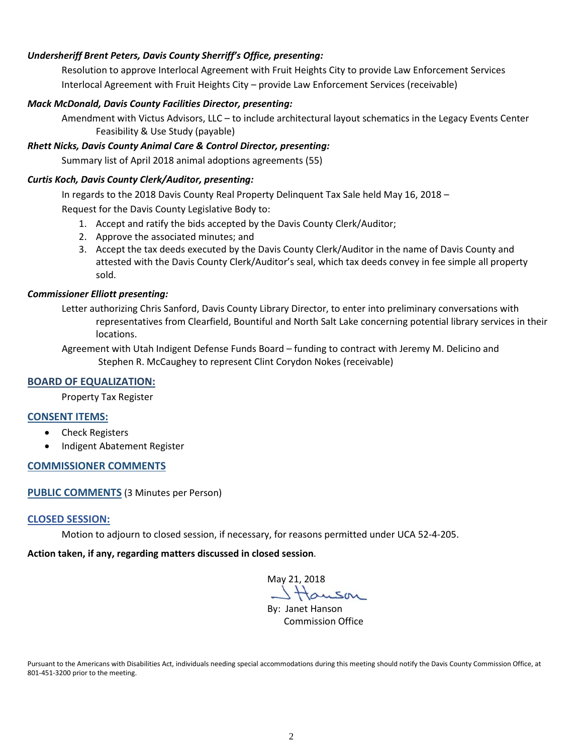***Undersheriff Brent Peters, Davis County Sherriff's Office, presenting:***

Resolution to approve Interlocal Agreement with Fruit Heights City to provide Law Enforcement Services

Interlocal Agreement with Fruit Heights City – provide Law Enforcement Services (receivable)

***Mack McDonald, Davis County Facilities Director, presenting:***

Amendment with Victus Advisors, LLC – to include architectural layout schematics in the Legacy Events Center Feasibility & Use Study (payable)

***Rhett Nicks, Davis County Animal Care & Control Director, presenting:***

Summary list of April 2018 animal adoptions agreements (55)

***Curtis Koch, Davis County Clerk/Auditor, presenting:***

In regards to the 2018 Davis County Real Property Delinquent Tax Sale held May 16, 2018 –

Request for the Davis County Legislative Body to:

1. Accept and ratify the bids accepted by the Davis County Clerk/Auditor;
2. Approve the associated minutes; and
3. Accept the tax deeds executed by the Davis County Clerk/Auditor in the name of Davis County and attested with the Davis County Clerk/Auditor's seal, which tax deeds convey in fee simple all property sold.

***Commissioner Elliott presenting:***

Letter authorizing Chris Sanford, Davis County Library Director, to enter into preliminary conversations with representatives from Clearfield, Bountiful and North Salt Lake concerning potential library services in their locations.

Agreement with Utah Indigent Defense Funds Board – funding to contract with Jeremy M. Delicino and Stephen R. McCaughey to represent Clint Corydon Nokes (receivable)

## BOARD OF EQUALIZATION:

Property Tax Register

## CONSENT ITEMS:

- Check Registers
- Indigent Abatement Register

## COMMISSIONER COMMENTS

## PUBLIC COMMENTS (3 Minutes per Person)

## CLOSED SESSION:

Motion to adjourn to closed session, if necessary, for reasons permitted under UCA 52-4-205.

**Action taken, if any, regarding matters discussed in closed session**.

May 21, 2018

J Hanson

By: Janet Hanson
Commission Office

Pursuant to the Americans with Disabilities Act, individuals needing special accommodations during this meeting should notify the Davis County Commission Office, at 801-451-3200 prior to the meeting.